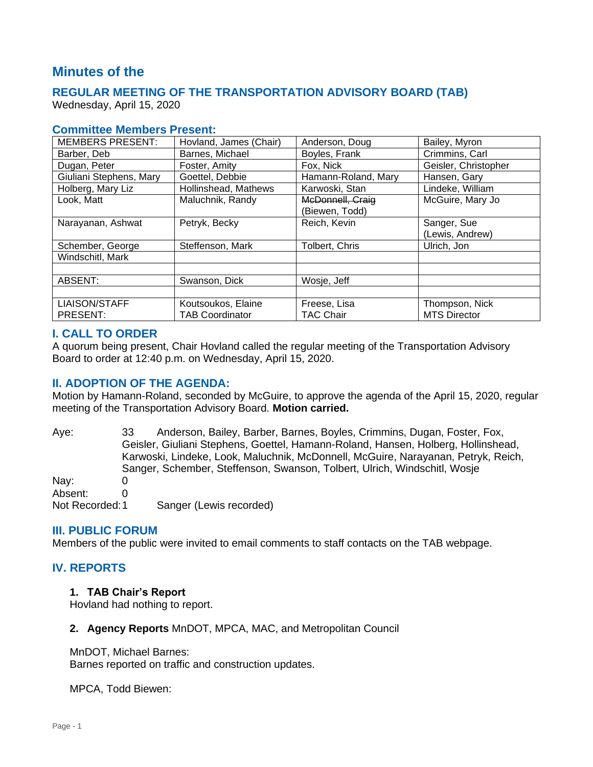# Minutes of the

## REGULAR MEETING OF THE TRANSPORTATION ADVISORY BOARD (TAB)

Wednesday, April 15, 2020

### Committee Members Present:

| MEMBERS PRESENT: | Hovland, James (Chair) | Anderson, Doug | Bailey, Myron |
|---|---|---|---|
| Barber, Deb | Barnes, Michael | Boyles, Frank | Crimmins, Carl |
| Dugan, Peter | Foster, Amity | Fox, Nick | Geisler, Christopher |
| Giuliani Stephens, Mary | Goettel, Debbie | Hamann-Roland, Mary | Hansen, Gary |
| Holberg, Mary Liz | Hollinshead, Mathews | Karwoski, Stan | Lindeke, William |
| Look, Matt | Maluchnik, Randy | ~~McDonnell, Craig~~ (Biewen, Todd) | McGuire, Mary Jo |
| Narayanan, Ashwat | Petryk, Becky | Reich, Kevin | Sanger, Sue (Lewis, Andrew) |
| Schember, George | Steffenson, Mark | Tolbert, Chris | Ulrich, Jon |
| Windschitl, Mark | | | |
| | | | |
| ABSENT: | Swanson, Dick | Wosje, Jeff | |
| | | | |
| LIAISON/STAFF PRESENT: | Koutsoukos, Elaine TAB Coordinator | Freese, Lisa TAC Chair | Thompson, Nick MTS Director |

### I. CALL TO ORDER

A quorum being present, Chair Hovland called the regular meeting of the Transportation Advisory Board to order at 12:40 p.m. on Wednesday, April 15, 2020.

### II. ADOPTION OF THE AGENDA:

Motion by Hamann-Roland, seconded by McGuire, to approve the agenda of the April 15, 2020, regular meeting of the Transportation Advisory Board. **Motion carried.**

Aye: 33 Anderson, Bailey, Barber, Barnes, Boyles, Crimmins, Dugan, Foster, Fox, Geisler, Giuliani Stephens, Goettel, Hamann-Roland, Hansen, Holberg, Hollinshead, Karwoski, Lindeke, Look, Maluchnik, McDonnell, McGuire, Narayanan, Petryk, Reich, Sanger, Schember, Steffenson, Swanson, Tolbert, Ulrich, Windschitl, Wosje

Nay: 0

Absent: 0

Not Recorded: 1 Sanger (Lewis recorded)

### III. PUBLIC FORUM

Members of the public were invited to email comments to staff contacts on the TAB webpage.

### IV. REPORTS

**1. TAB Chair's Report**

Hovland had nothing to report.

**2. Agency Reports** MnDOT, MPCA, MAC, and Metropolitan Council

MnDOT, Michael Barnes:
Barnes reported on traffic and construction updates.

MPCA, Todd Biewen: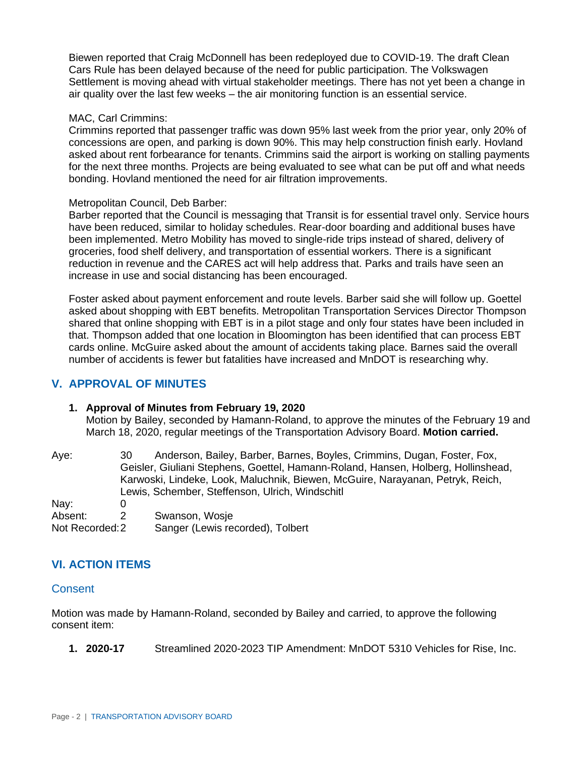Biewen reported that Craig McDonnell has been redeployed due to COVID-19. The draft Clean Cars Rule has been delayed because of the need for public participation. The Volkswagen Settlement is moving ahead with virtual stakeholder meetings. There has not yet been a change in air quality over the last few weeks – the air monitoring function is an essential service.

MAC, Carl Crimmins:
Crimmins reported that passenger traffic was down 95% last week from the prior year, only 20% of concessions are open, and parking is down 90%. This may help construction finish early. Hovland asked about rent forbearance for tenants. Crimmins said the airport is working on stalling payments for the next three months. Projects are being evaluated to see what can be put off and what needs bonding. Hovland mentioned the need for air filtration improvements.

Metropolitan Council, Deb Barber:
Barber reported that the Council is messaging that Transit is for essential travel only. Service hours have been reduced, similar to holiday schedules. Rear-door boarding and additional buses have been implemented. Metro Mobility has moved to single-ride trips instead of shared, delivery of groceries, food shelf delivery, and transportation of essential workers. There is a significant reduction in revenue and the CARES act will help address that. Parks and trails have seen an increase in use and social distancing has been encouraged.

Foster asked about payment enforcement and route levels. Barber said she will follow up. Goettel asked about shopping with EBT benefits. Metropolitan Transportation Services Director Thompson shared that online shopping with EBT is in a pilot stage and only four states have been included in that. Thompson added that one location in Bloomington has been identified that can process EBT cards online. McGuire asked about the amount of accidents taking place. Barnes said the overall number of accidents is fewer but fatalities have increased and MnDOT is researching why.

## V. APPROVAL OF MINUTES

**1. Approval of Minutes from February 19, 2020**
Motion by Bailey, seconded by Hamann-Roland, to approve the minutes of the February 19 and March 18, 2020, regular meetings of the Transportation Advisory Board. **Motion carried.**

Aye: 30 Anderson, Bailey, Barber, Barnes, Boyles, Crimmins, Dugan, Foster, Fox, Geisler, Giuliani Stephens, Goettel, Hamann-Roland, Hansen, Holberg, Hollinshead, Karwoski, Lindeke, Look, Maluchnik, Biewen, McGuire, Narayanan, Petryk, Reich, Lewis, Schember, Steffenson, Ulrich, Windschitl
Nay: 0
Absent: 2 Swanson, Wosje
Not Recorded: 2 Sanger (Lewis recorded), Tolbert

## VI. ACTION ITEMS

### Consent

Motion was made by Hamann-Roland, seconded by Bailey and carried, to approve the following consent item:

1. **2020-17** Streamlined 2020-2023 TIP Amendment: MnDOT 5310 Vehicles for Rise, Inc.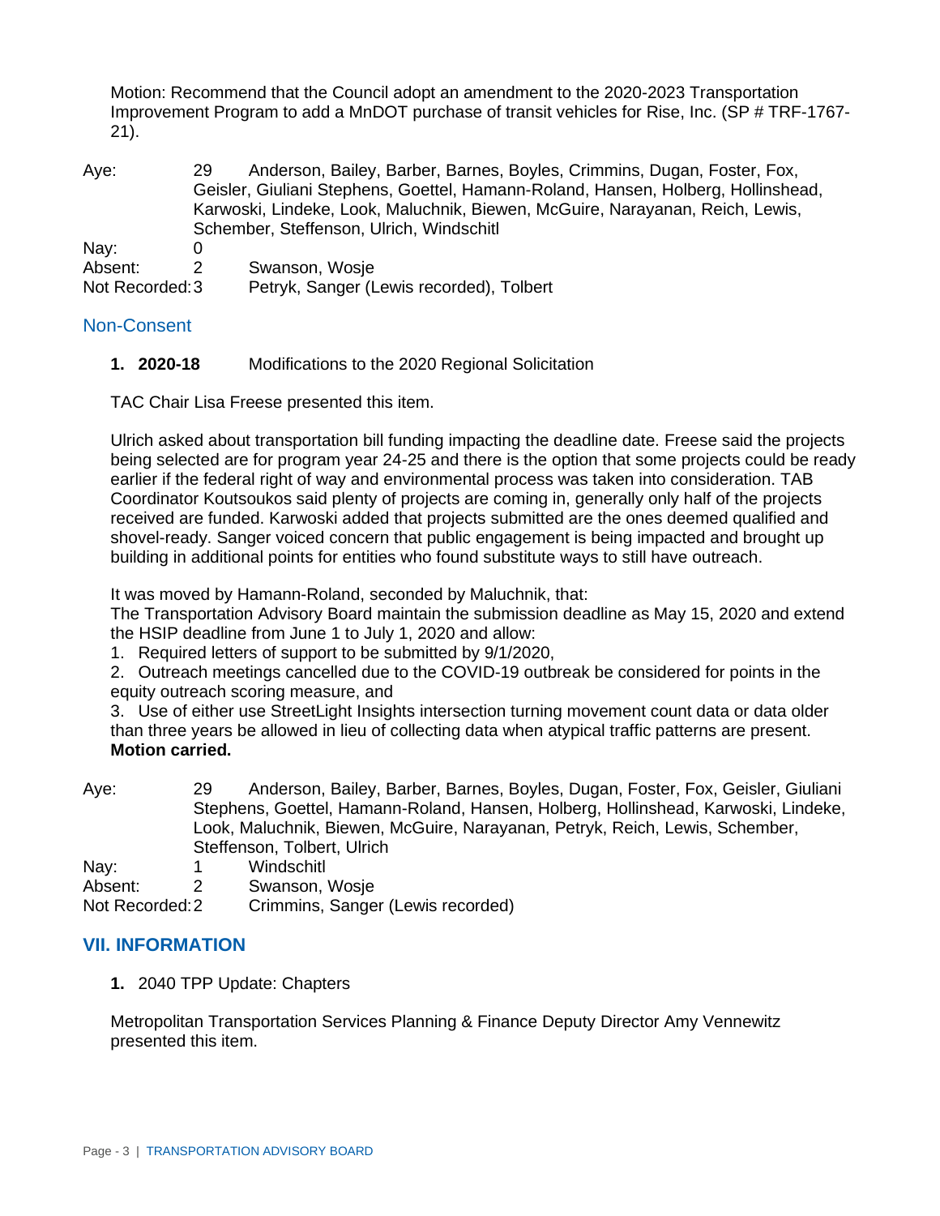Motion: Recommend that the Council adopt an amendment to the 2020-2023 Transportation Improvement Program to add a MnDOT purchase of transit vehicles for Rise, Inc. (SP # TRF-1767-21).

| | | |
|---|---|---|
| Aye: | 29 | Anderson, Bailey, Barber, Barnes, Boyles, Crimmins, Dugan, Foster, Fox, Geisler, Giuliani Stephens, Goettel, Hamann-Roland, Hansen, Holberg, Hollinshead, Karwoski, Lindeke, Look, Maluchnik, Biewen, McGuire, Narayanan, Reich, Lewis, Schember, Steffenson, Ulrich, Windschitl |
| Nay: | 0 | |
| Absent: | 2 | Swanson, Wosje |
| Not Recorded: | 3 | Petryk, Sanger (Lewis recorded), Tolbert |

## Non-Consent

**1. 2020-18** Modifications to the 2020 Regional Solicitation

TAC Chair Lisa Freese presented this item.

Ulrich asked about transportation bill funding impacting the deadline date. Freese said the projects being selected are for program year 24-25 and there is the option that some projects could be ready earlier if the federal right of way and environmental process was taken into consideration. TAB Coordinator Koutsoukos said plenty of projects are coming in, generally only half of the projects received are funded. Karwoski added that projects submitted are the ones deemed qualified and shovel-ready. Sanger voiced concern that public engagement is being impacted and brought up building in additional points for entities who found substitute ways to still have outreach.

It was moved by Hamann-Roland, seconded by Maluchnik, that:
The Transportation Advisory Board maintain the submission deadline as May 15, 2020 and extend the HSIP deadline from June 1 to July 1, 2020 and allow:

1. Required letters of support to be submitted by 9/1/2020,
2. Outreach meetings cancelled due to the COVID-19 outbreak be considered for points in the equity outreach scoring measure, and
3. Use of either use StreetLight Insights intersection turning movement count data or data older than three years be allowed in lieu of collecting data when atypical traffic patterns are present.

**Motion carried.**

| | | |
|---|---|---|
| Aye: | 29 | Anderson, Bailey, Barber, Barnes, Boyles, Dugan, Foster, Fox, Geisler, Giuliani Stephens, Goettel, Hamann-Roland, Hansen, Holberg, Hollinshead, Karwoski, Lindeke, Look, Maluchnik, Biewen, McGuire, Narayanan, Petryk, Reich, Lewis, Schember, Steffenson, Tolbert, Ulrich |
| Nay: | 1 | Windschitl |
| Absent: | 2 | Swanson, Wosje |
| Not Recorded: | 2 | Crimmins, Sanger (Lewis recorded) |

## VII. INFORMATION

**1.** 2040 TPP Update: Chapters

Metropolitan Transportation Services Planning & Finance Deputy Director Amy Vennewitz presented this item.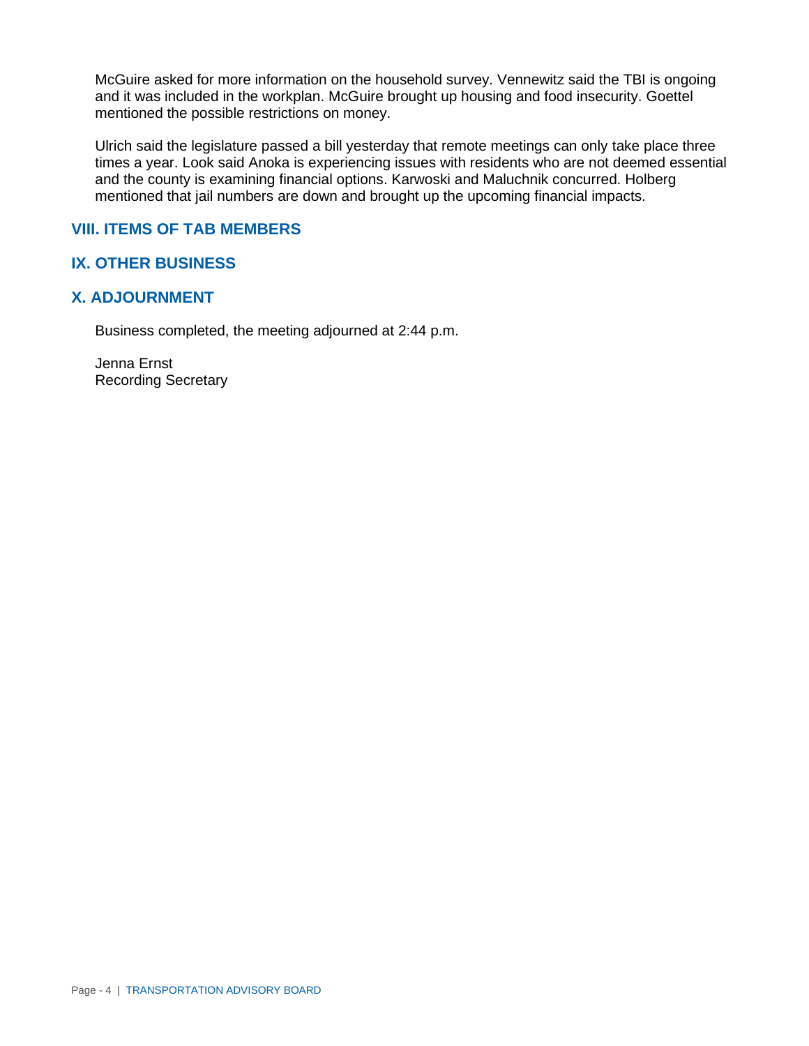McGuire asked for more information on the household survey. Vennewitz said the TBI is ongoing and it was included in the workplan. McGuire brought up housing and food insecurity. Goettel mentioned the possible restrictions on money.

Ulrich said the legislature passed a bill yesterday that remote meetings can only take place three times a year. Look said Anoka is experiencing issues with residents who are not deemed essential and the county is examining financial options. Karwoski and Maluchnik concurred. Holberg mentioned that jail numbers are down and brought up the upcoming financial impacts.

## VIII. ITEMS OF TAB MEMBERS

## IX. OTHER BUSINESS

## X. ADJOURNMENT

Business completed, the meeting adjourned at 2:44 p.m.

Jenna Ernst
Recording Secretary